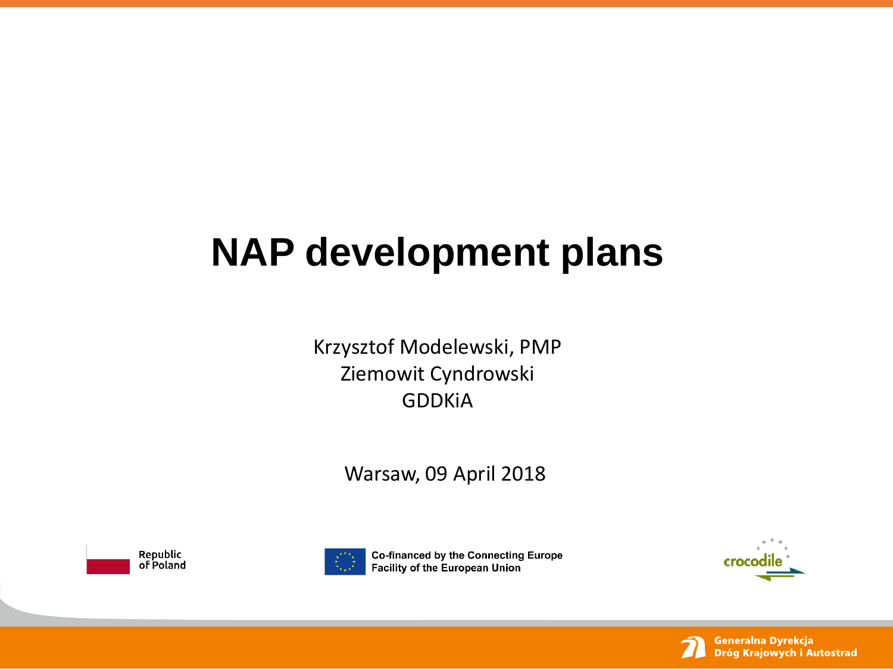# NAP development plans

Krzysztof Modelewski, PMP
Ziemowit Cyndrowski
GDDKiA

Warsaw, 09 April 2018

Republic of Poland

Co-financed by the Connecting Europe Facility of the European Union

crocodile

Generalna Dyrekcja Dróg Krajowych i Autostrad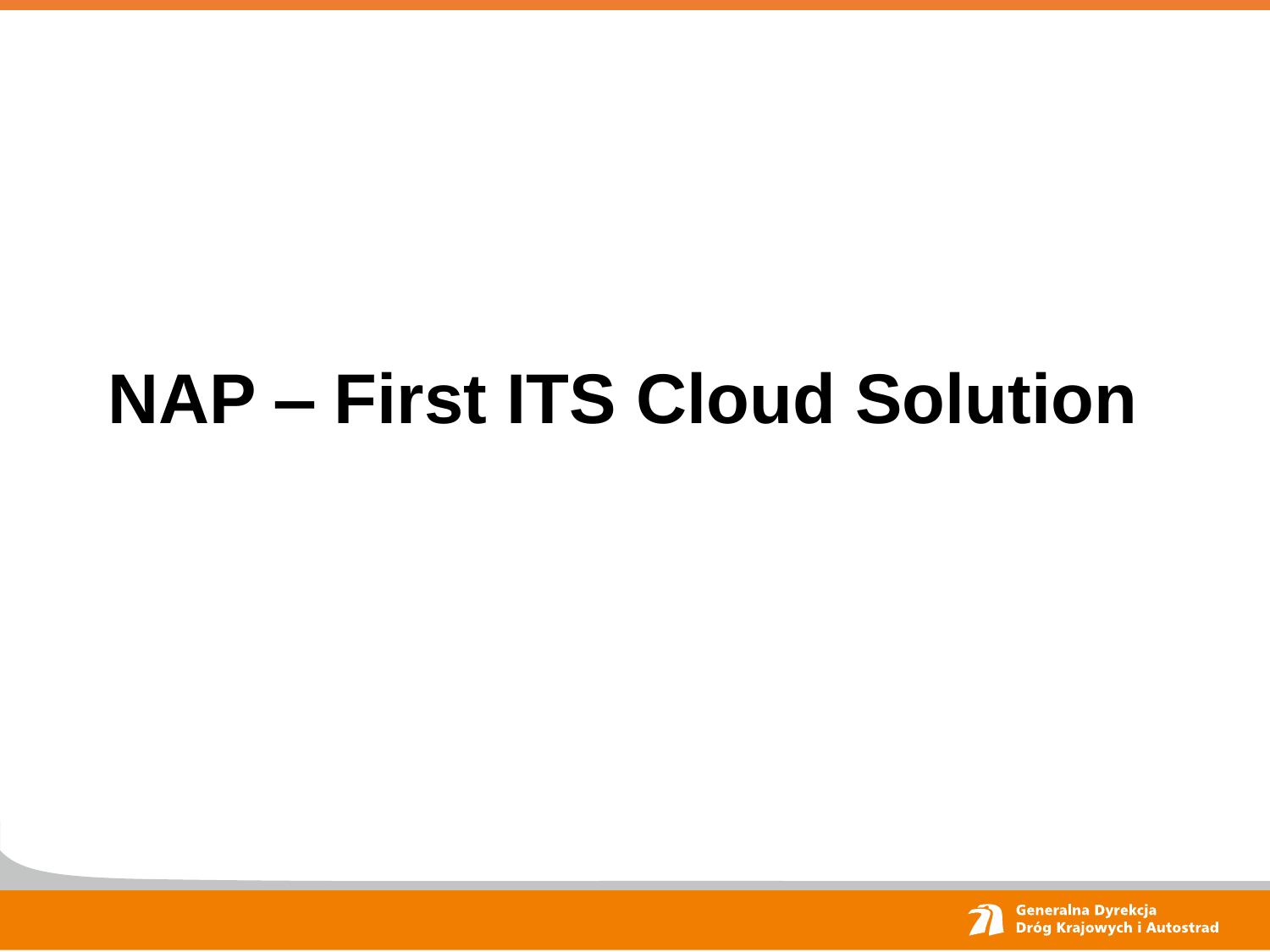# NAP – First ITS Cloud Solution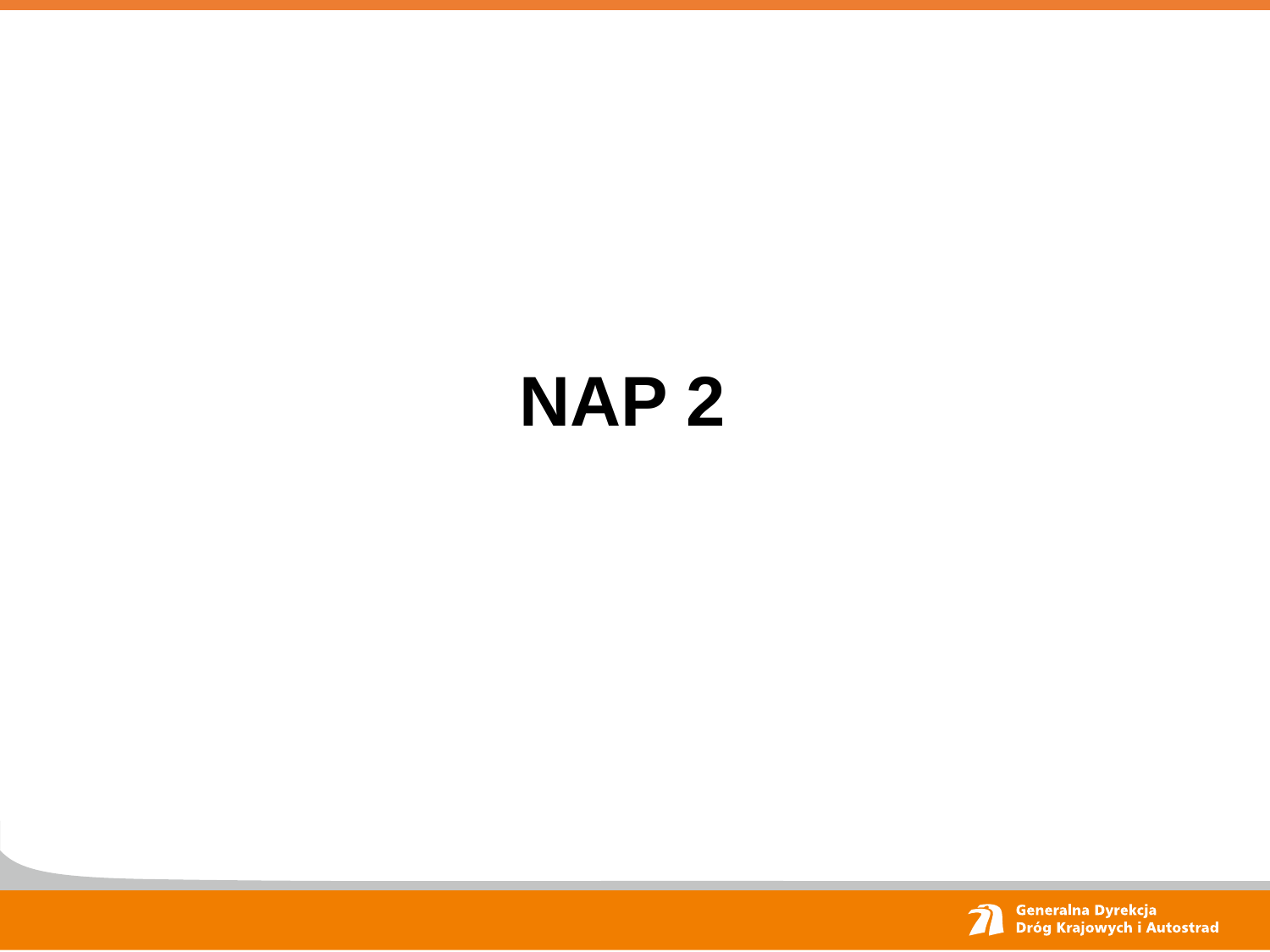# NAP 2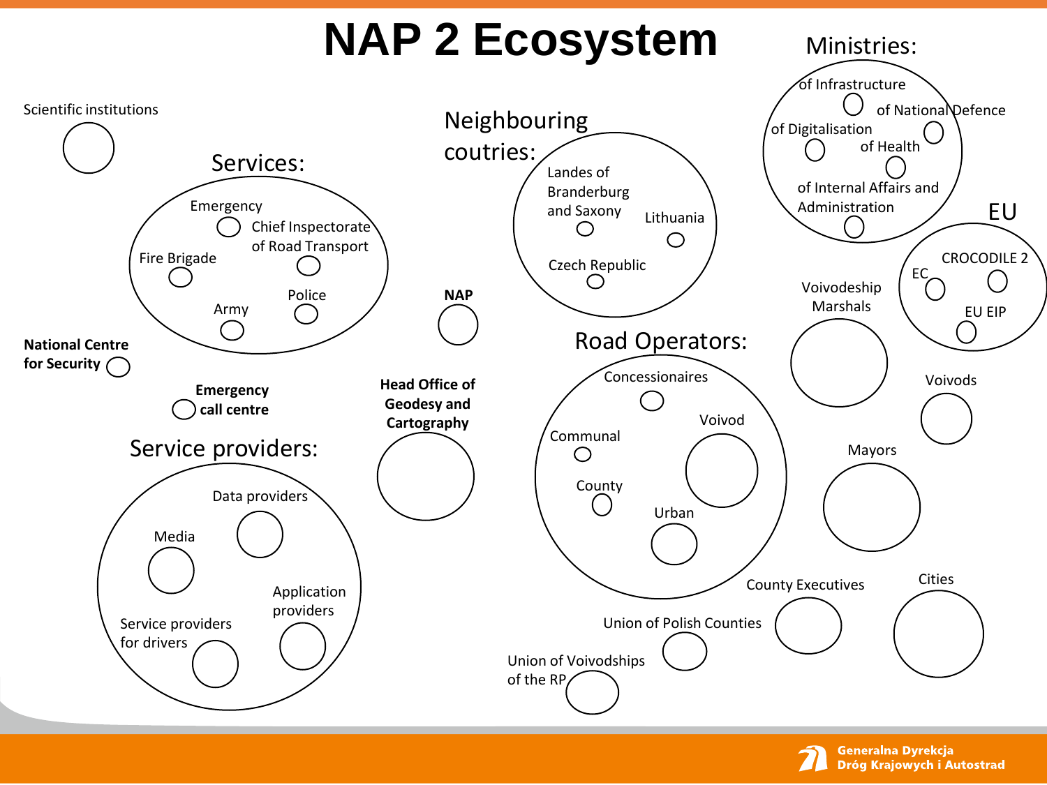# NAP 2 Ecosystem

Scientific institutions

**Services:**
- Emergency
- Chief Inspectorate of Road Transport
- Fire Brigade
- Army
- Police

**National Centre for Security**

**Emergency call centre**

**Service providers:**
- Data providers
- Media
- Application providers
- Service providers for drivers

**Neighbouring coutries:**
- Landes of Branderburg and Saxony
- Lithuania
- Czech Republic

**NAP**

**Head Office of Geodesy and Cartography**

**Road Operators:**
- Concessionaires
- Communal
- Voivod
- County
- Urban

Union of Voivodships of the RP

Union of Polish Counties

**Ministries:**
- of Infrastructure
- of National Defence
- of Digitalisation
- of Health
- of Internal Affairs and Administration

**EU**
- CROCODILE 2
- EC
- EU EIP

Voivodeship Marshals

Voivods

Mayors

County Executives

Cities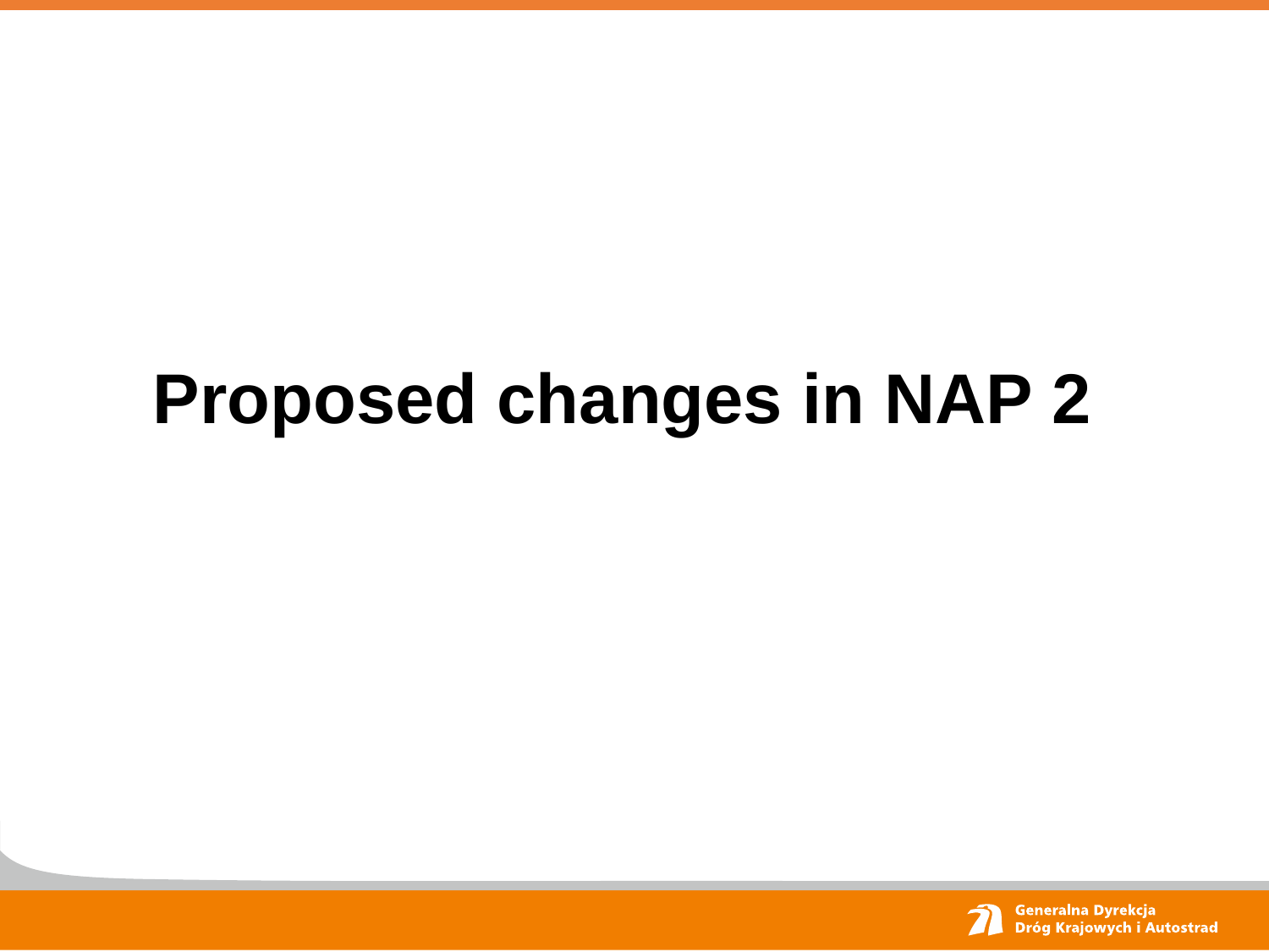# Proposed changes in NAP 2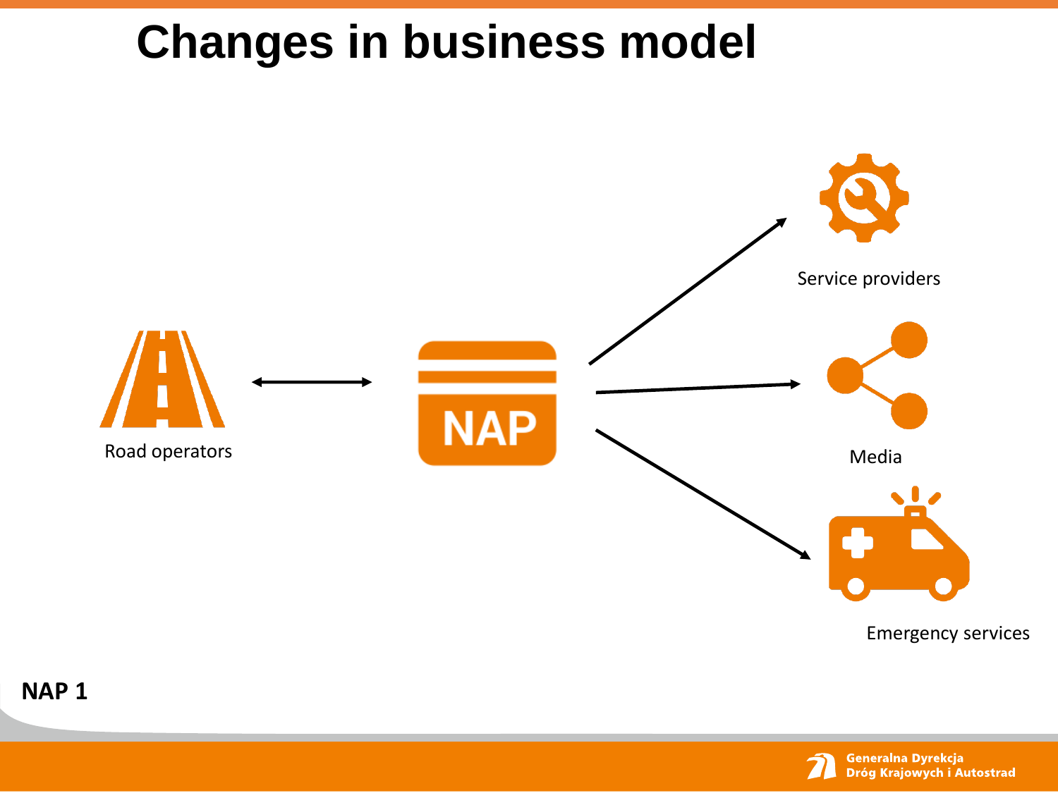# Changes in business model

Road operators

NAP

Service providers

Media

Emergency services

**NAP 1**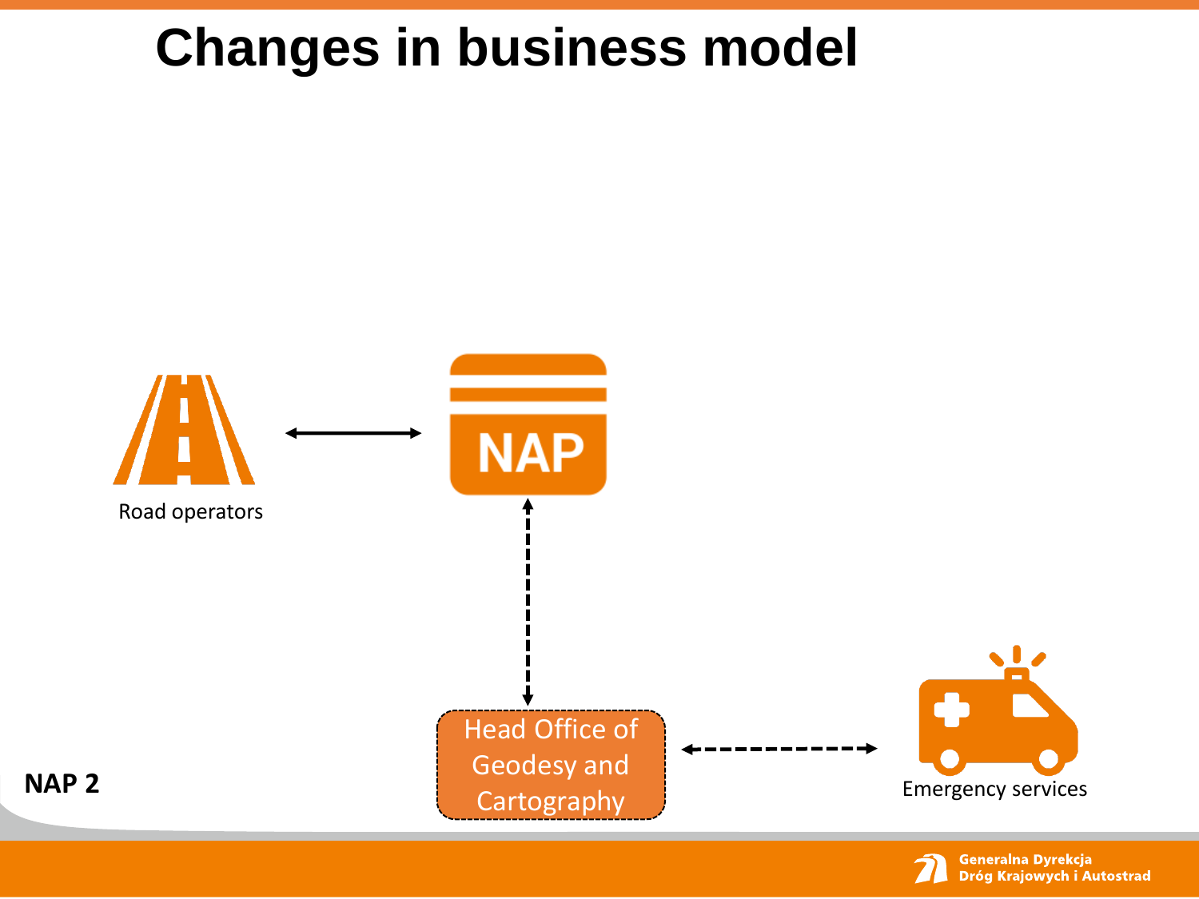# Changes in business model

Road operators

NAP

Head Office of Geodesy and Cartography

Emergency services

**NAP 2**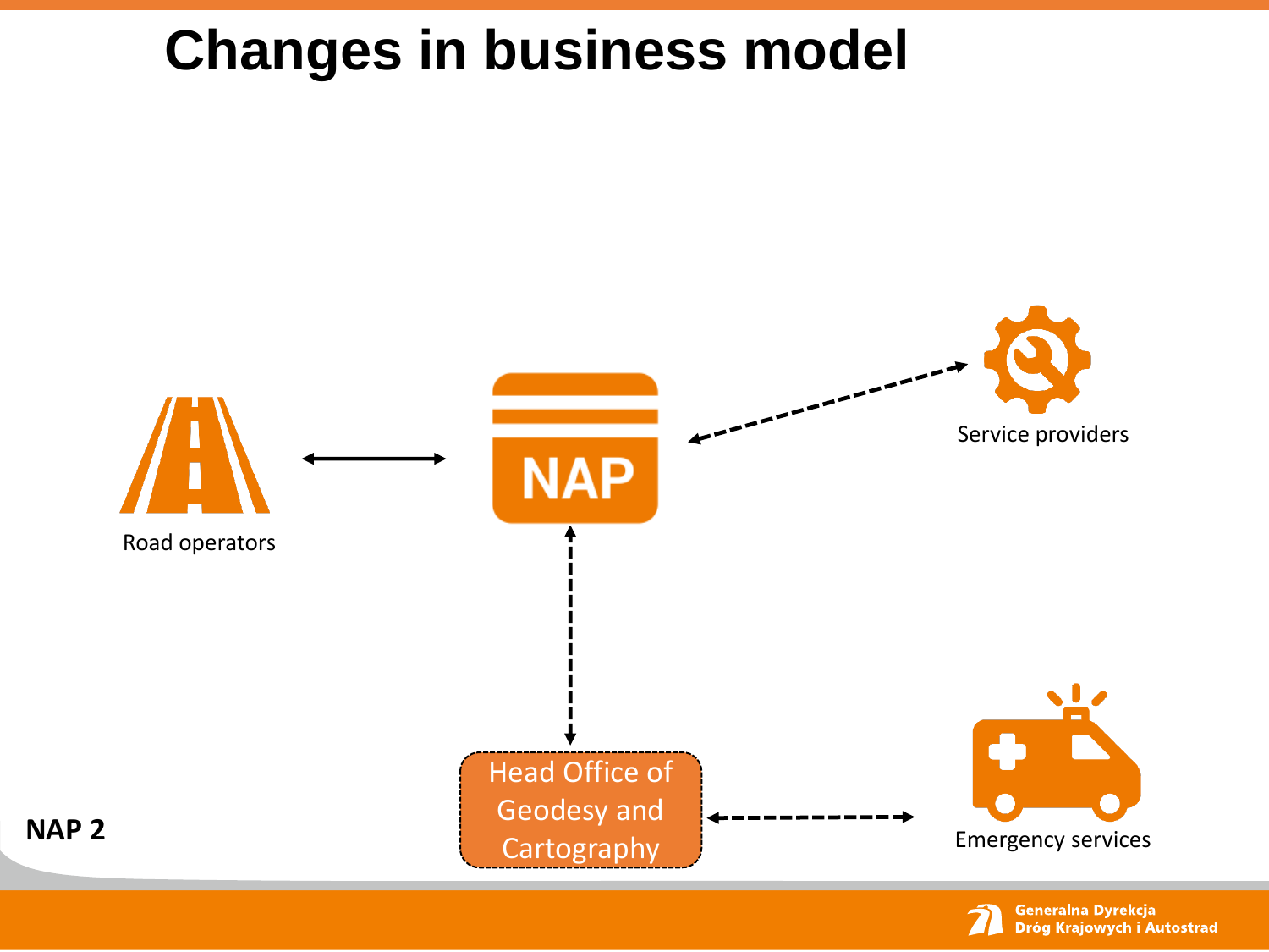# Changes in business model

Road operators

NAP

Service providers

Head Office of Geodesy and Cartography

Emergency services

**NAP 2**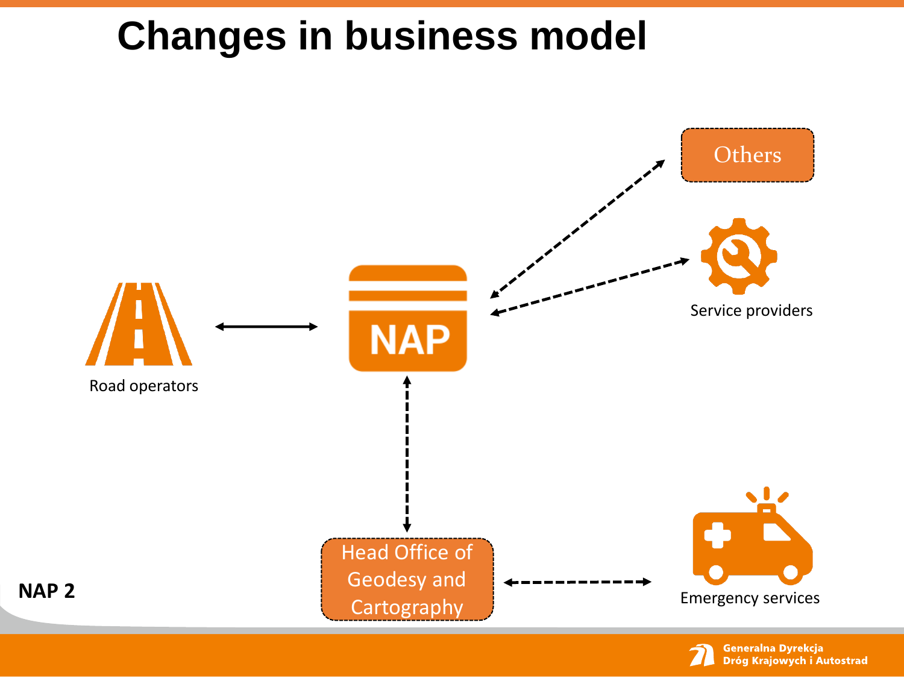# Changes in business model

Others

Service providers

Road operators

NAP

Head Office of Geodesy and Cartography

Emergency services

**NAP 2**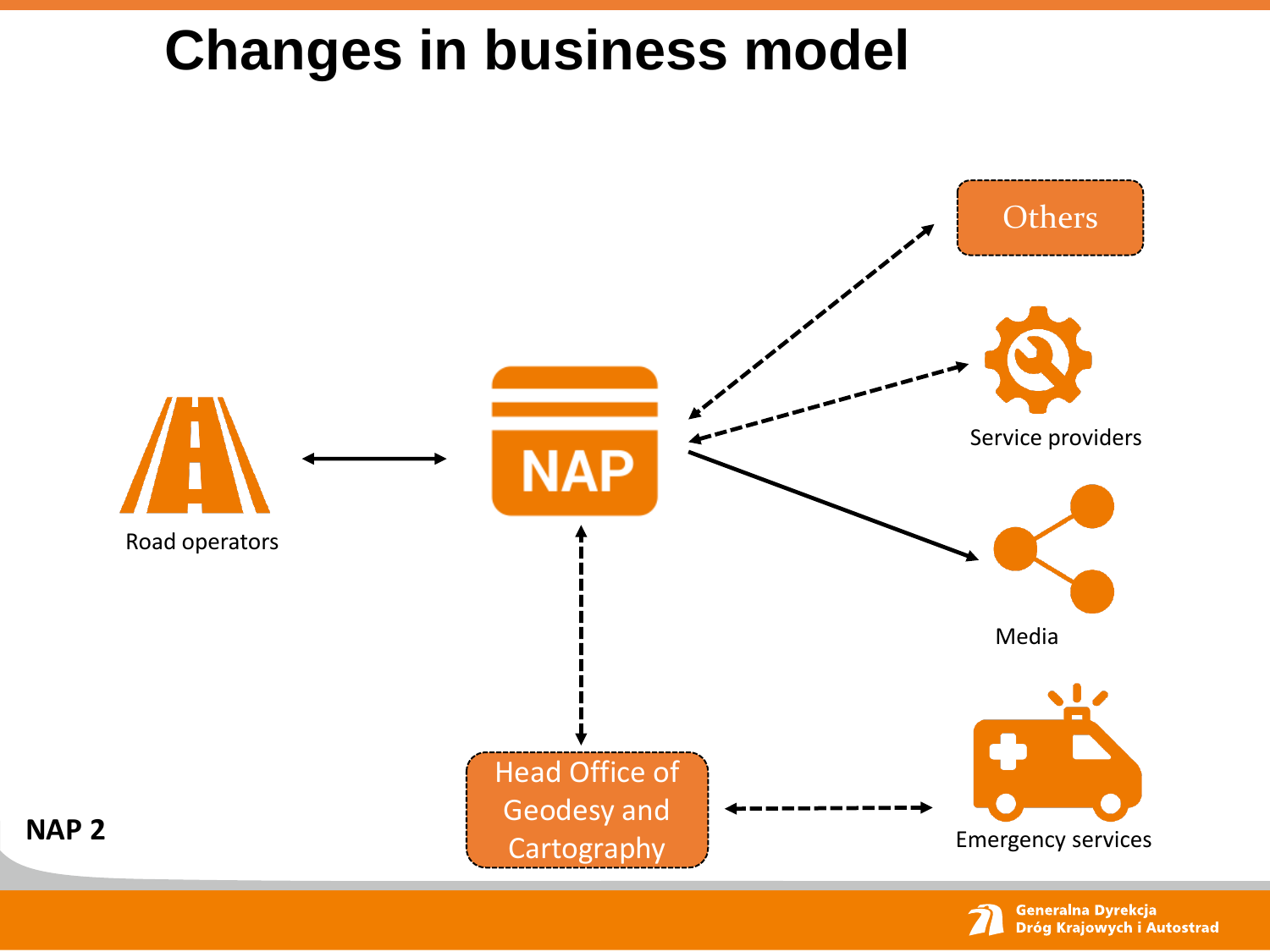# Changes in business model

Road operators

NAP

Others

Service providers

Media

Head Office of Geodesy and Cartography

Emergency services

**NAP 2**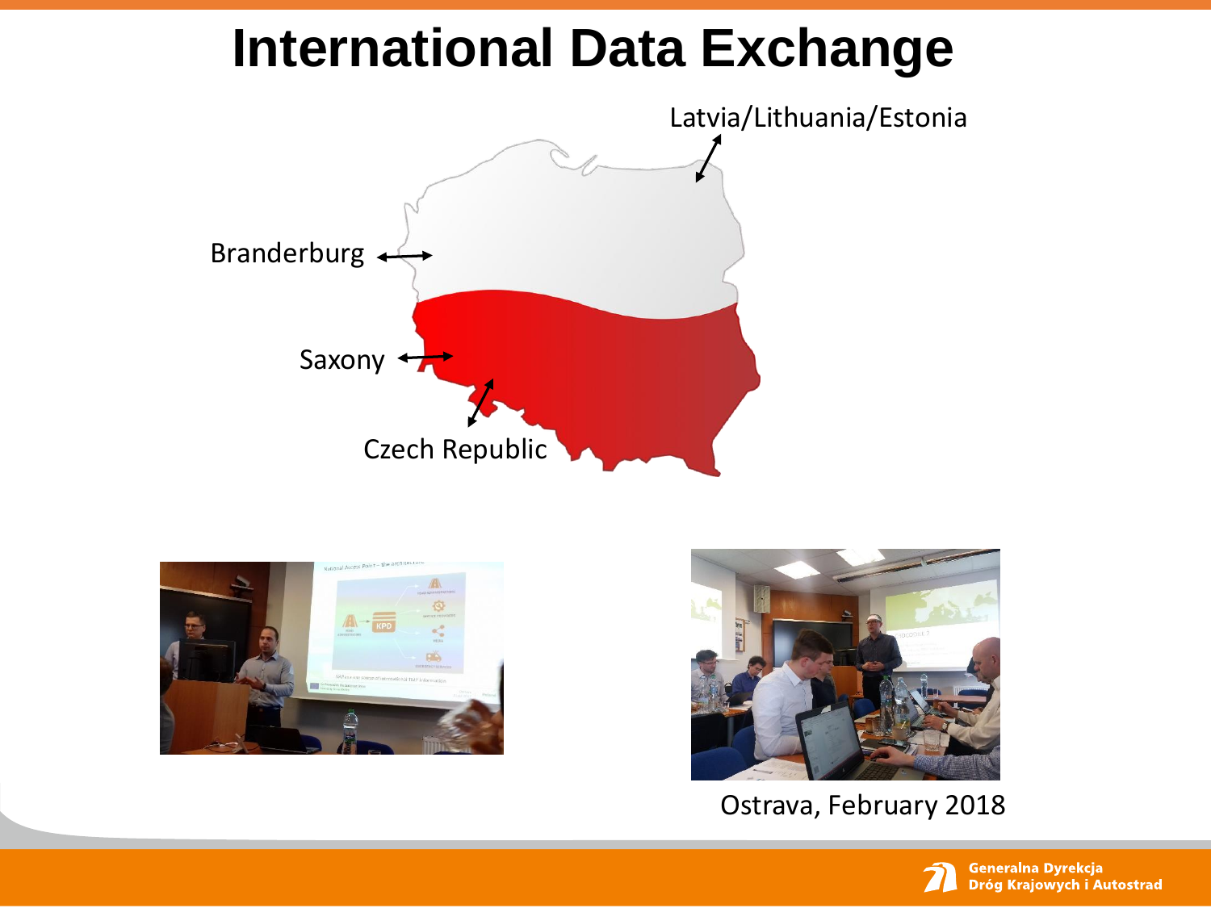# International Data Exchange

Latvia/Lithuania/Estonia

Branderburg

Saxony

Czech Republic

Ostrava, February 2018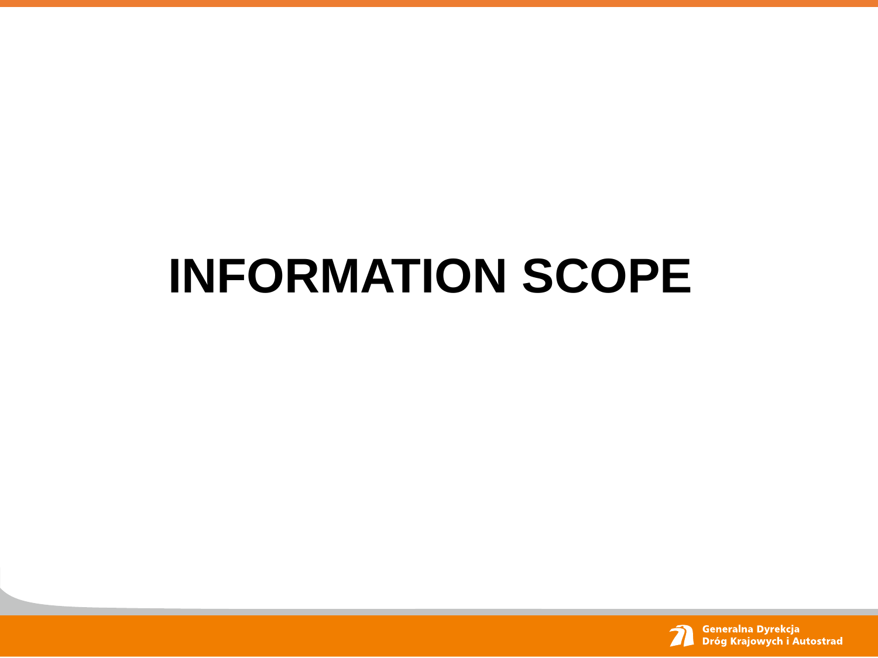# INFORMATION SCOPE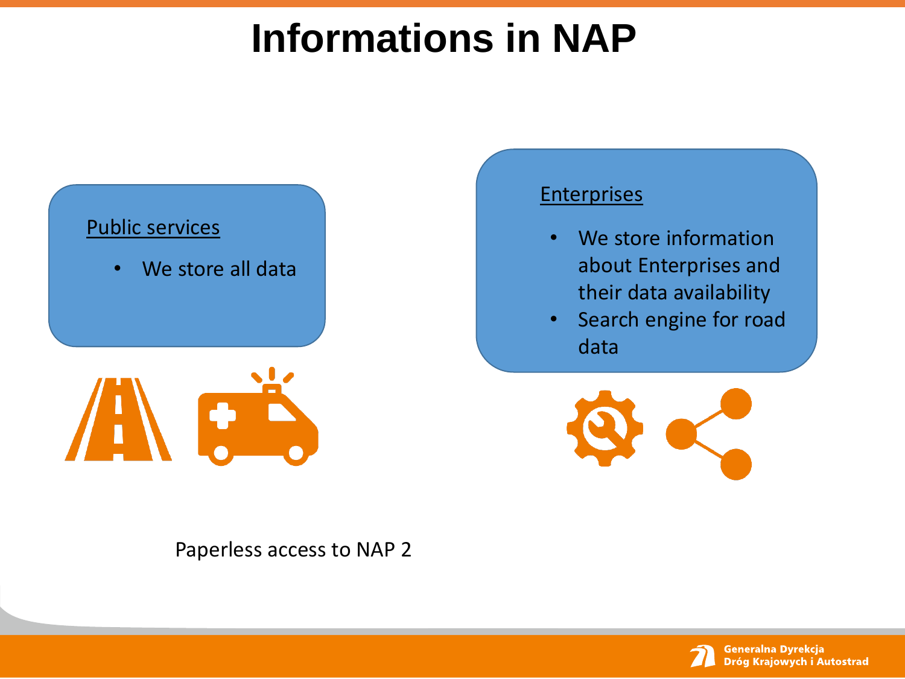# Informations in NAP

Public services

- We store all data

Enterprises

- We store information about Enterprises and their data availability
- Search engine for road data

Paperless access to NAP 2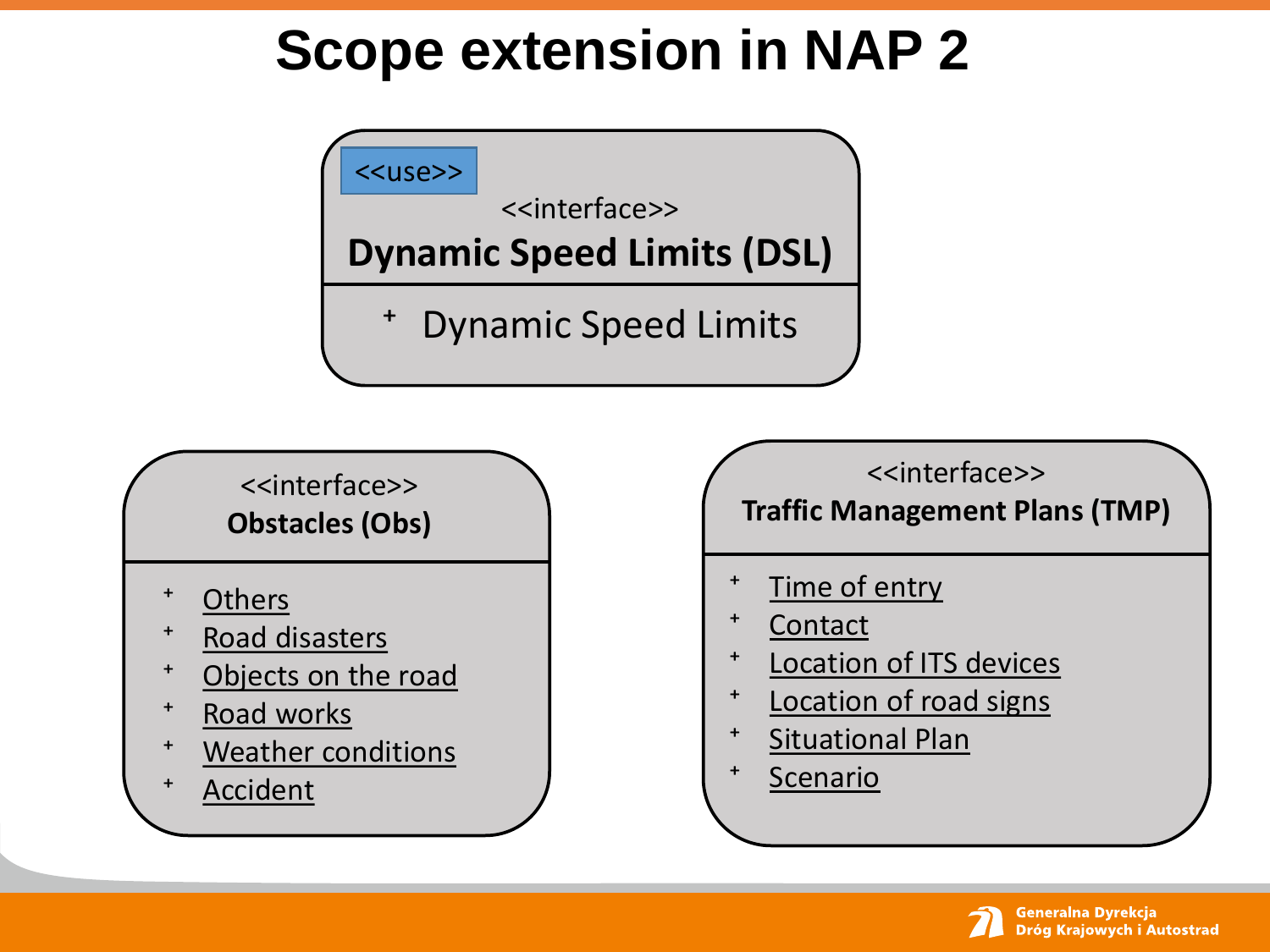# Scope extension in NAP 2

<<use>>

<<interface>>

**Dynamic Speed Limits (DSL)**

- Dynamic Speed Limits

<<interface>>

**Obstacles (Obs)**

- Others
- Road disasters
- Objects on the road
- Road works
- Weather conditions
- Accident

<<interface>>

**Traffic Management Plans (TMP)**

- Time of entry
- Contact
- Location of ITS devices
- Location of road signs
- Situational Plan
- Scenario

Generalna Dyrekcja Dróg Krajowych i Autostrad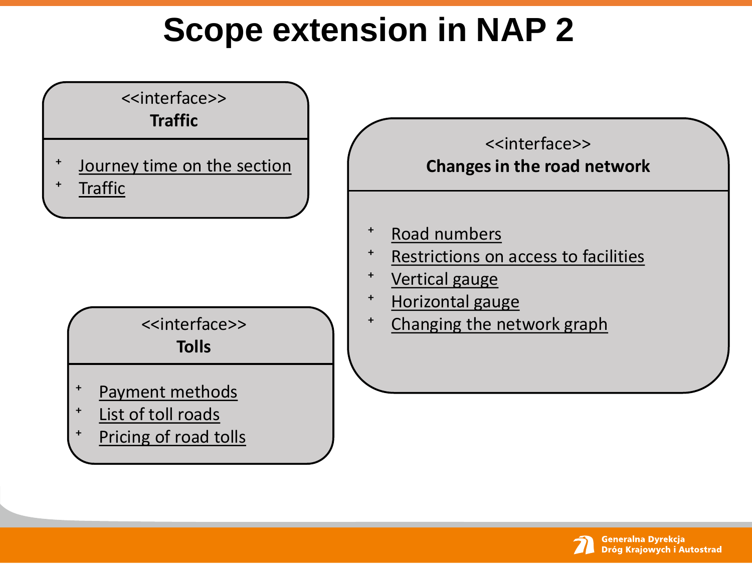# Scope extension in NAP 2

<<interface>>
**Traffic**

- Journey time on the section
- Traffic

<<interface>>
**Changes in the road network**

- Road numbers
- Restrictions on access to facilities
- Vertical gauge
- Horizontal gauge
- Changing the network graph

<<interface>>
**Tolls**

- Payment methods
- List of toll roads
- Pricing of road tolls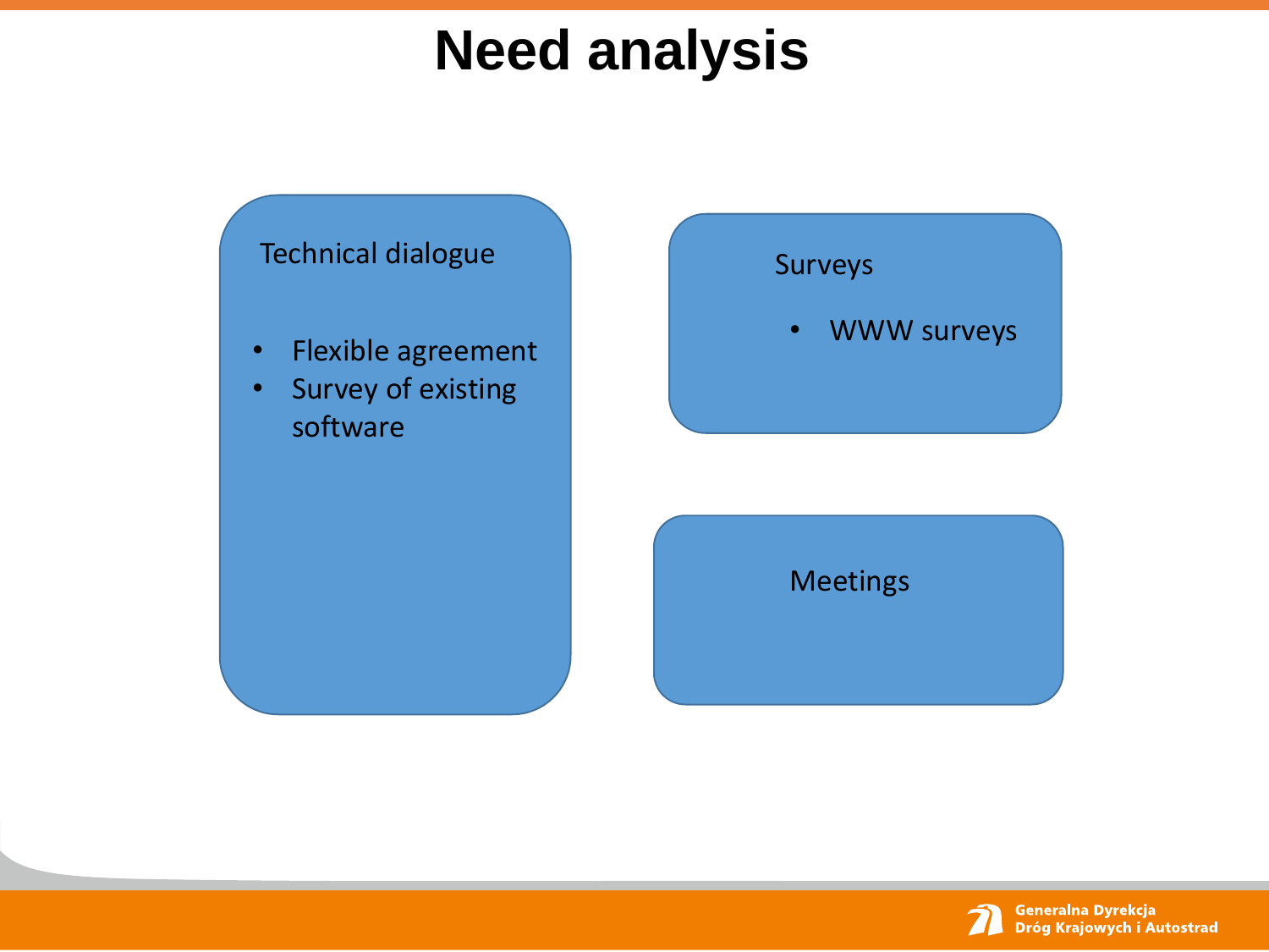# Need analysis

## Technical dialogue

- Flexible agreement
- Survey of existing software

## Surveys

- WWW surveys

## Meetings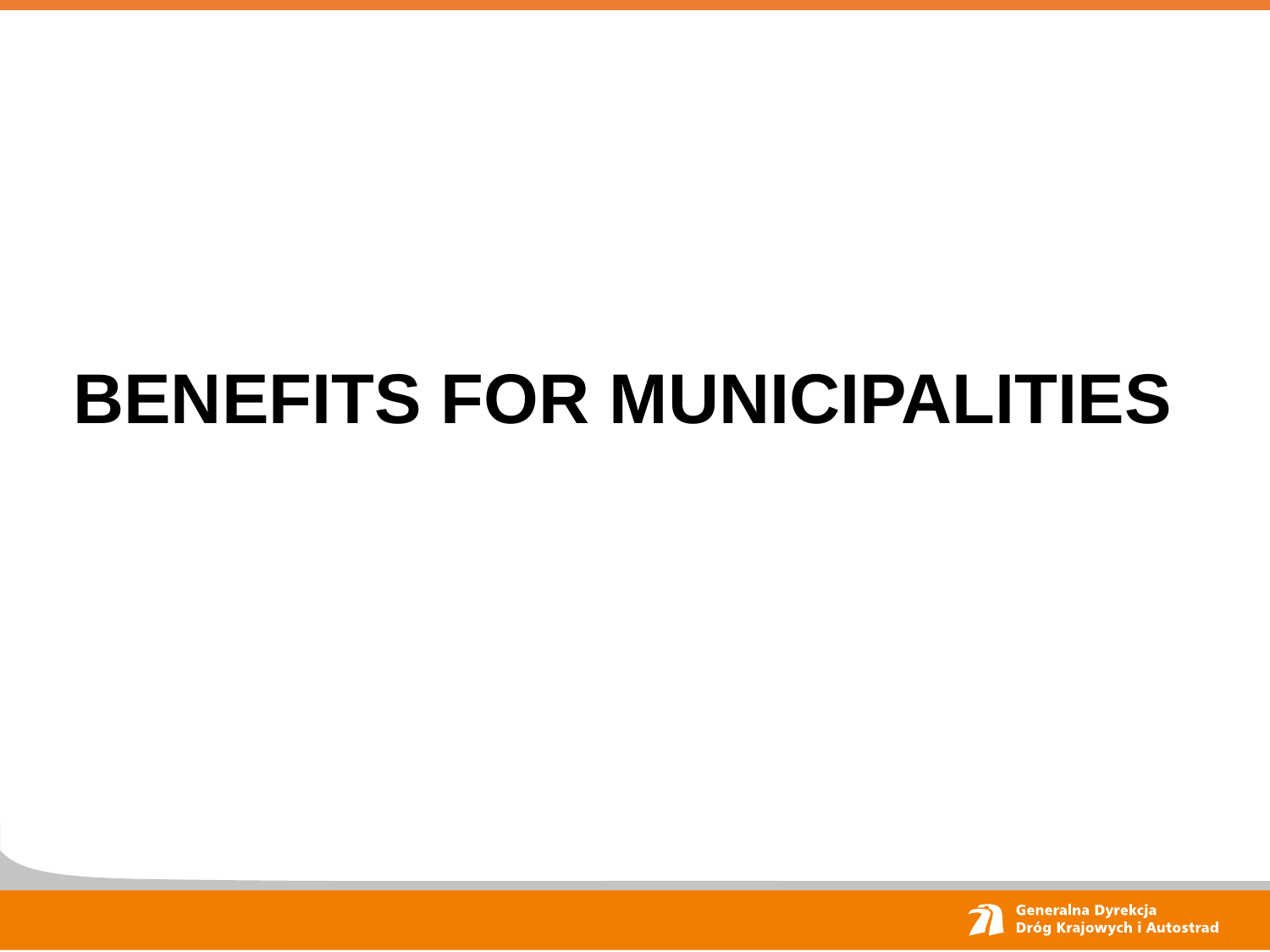# BENEFITS FOR MUNICIPALITIES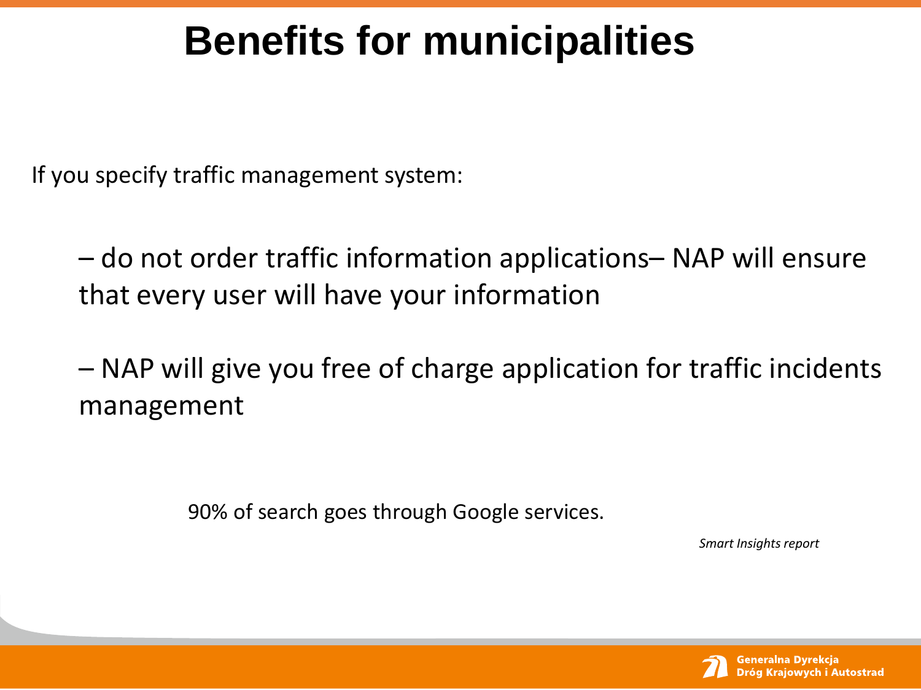# Benefits for municipalities

If you specify traffic management system:

– do not order traffic information applications– NAP will ensure that every user will have your information

– NAP will give you free of charge application for traffic incidents management

90% of search goes through Google services.

*Smart Insights report*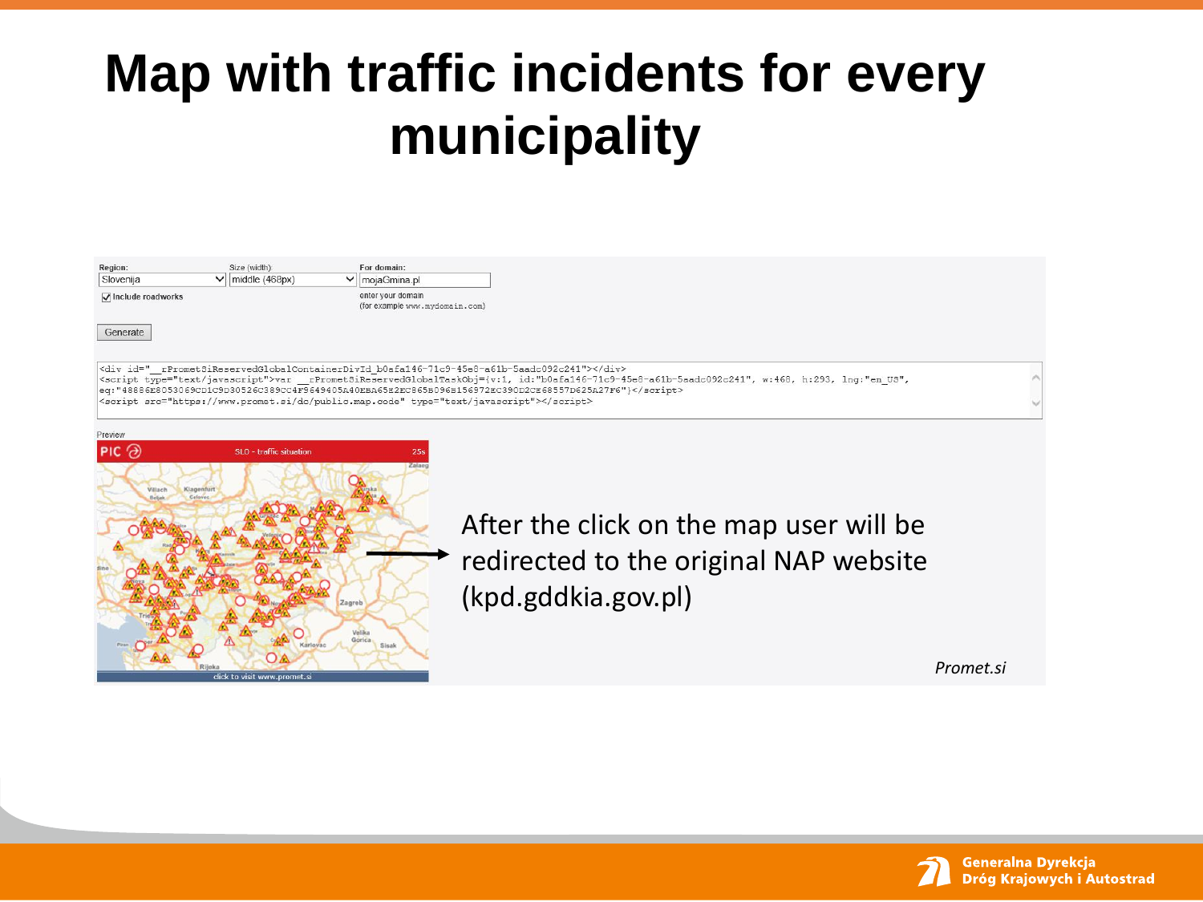# Map with traffic incidents for every municipality

Region: Slovenija

Size (width): middle (468px)

For domain: mojaGmina.pl

enter your domain
(for example www.mydomain.com)

Include roadworks

Generate

```
<div id="__rPrometSiReservedGlobalContainerDivId_b0afa146-71c9-45e8-a61b-5aadc092c241"></div>
<script type="text/javascript">var __rPrometSiReservedGlobalTaskObj={v:1, id:"b0afa146-71c9-45e8-a61b-5aadc092c241", w:468, h:293, lng:"en_US",
eq:"48886E8053069CD1C9D30526C389CC4F9649405A40EBA65E2EC865B096B156972EC390D2CE68557D625A27F6"}</script>
<script src="https://www.promet.si/dc/public.map.code" type="text/javascript"></script>
```

Preview

PIC SLO - traffic situation 25s

click to visit www.promet.si

After the click on the map user will be redirected to the original NAP website (kpd.gddkia.gov.pl)

*Promet.si*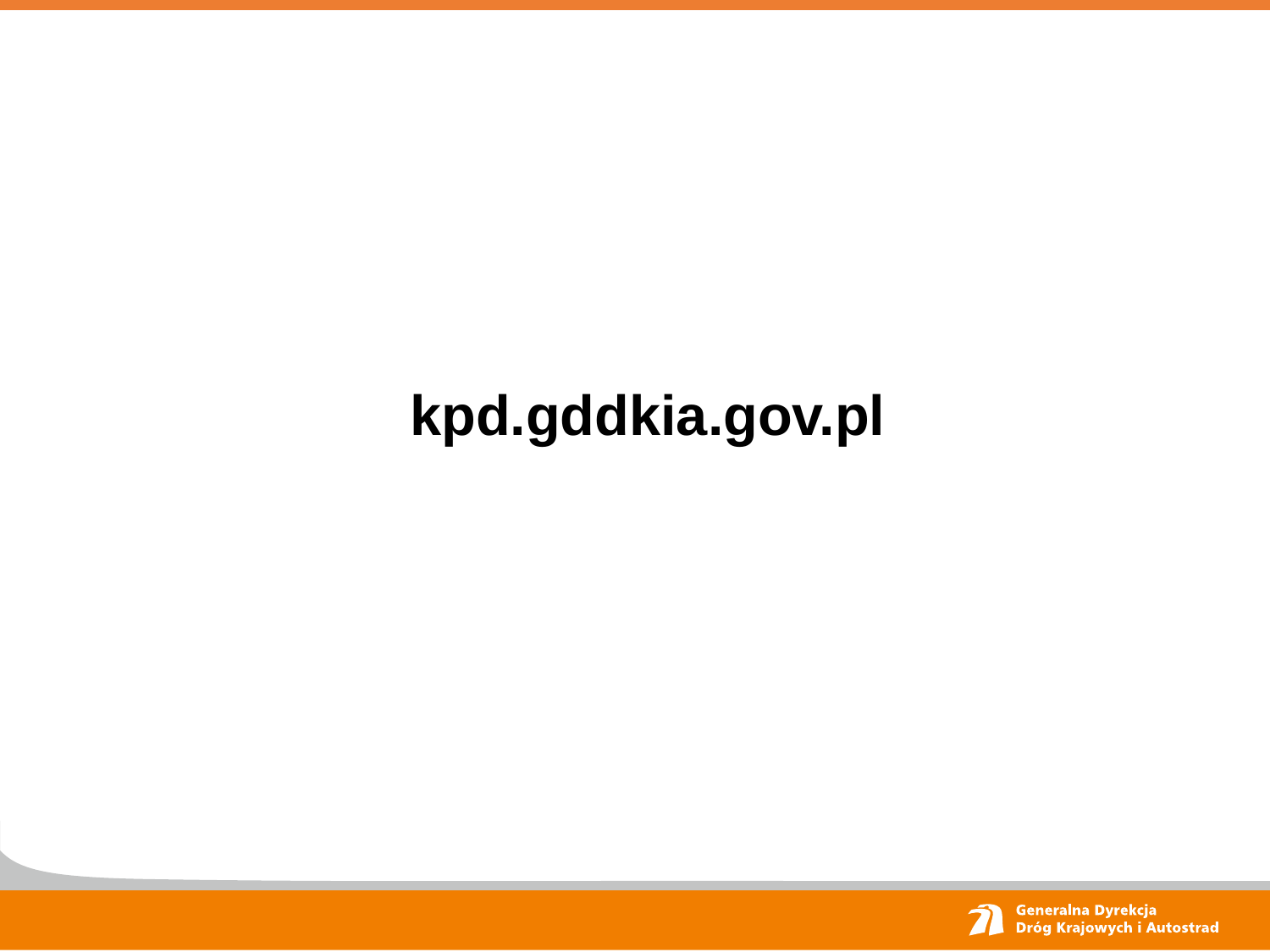**kpd.gddkia.gov.pl**